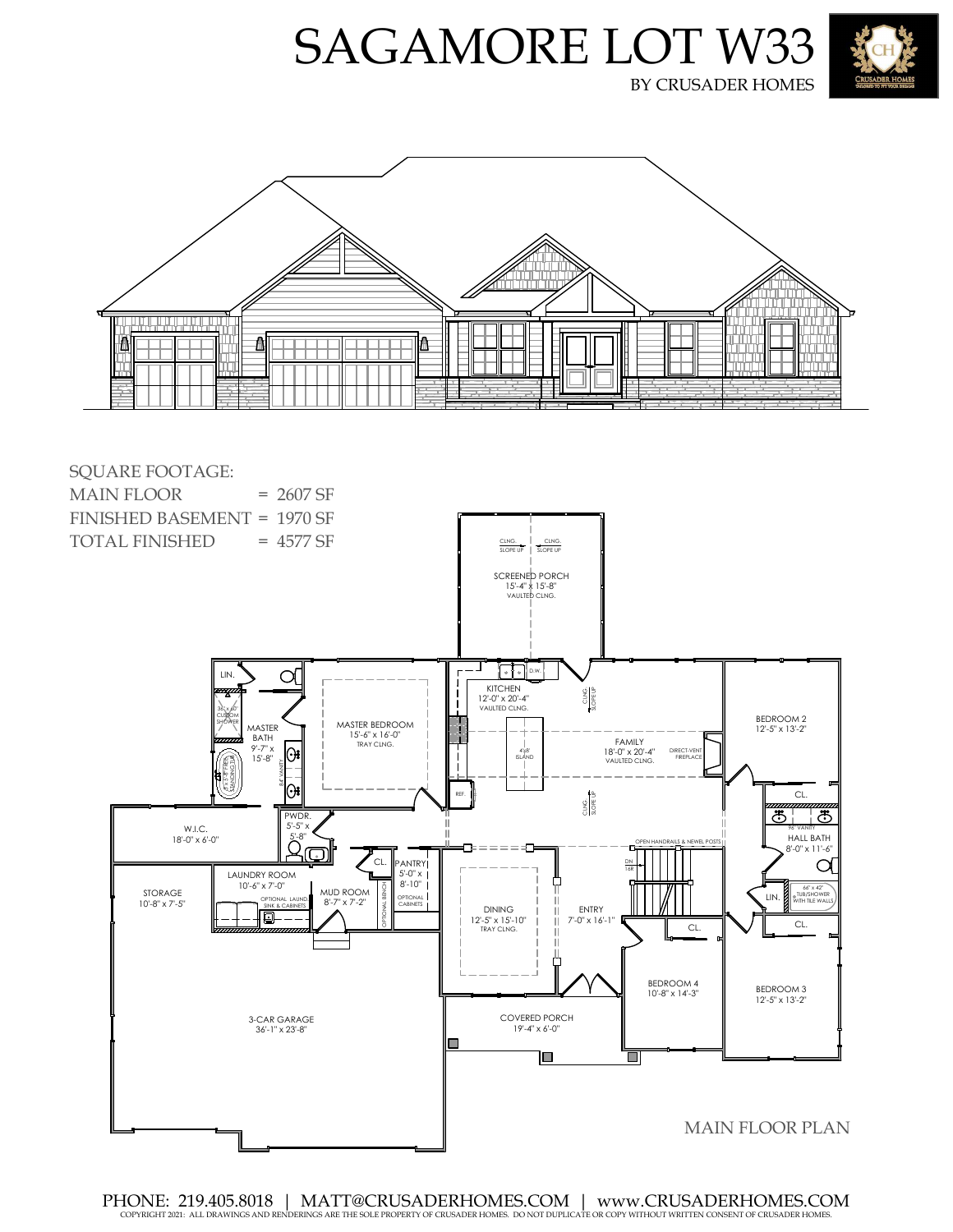# SAGAMORE LOT W33

BY CRUSADER HOMES

SQUARE FOOTAGE:

| | |
|---|---|
| MAIN FLOOR | = 2607 SF |
| FINISHED BASEMENT | = 1970 SF |
| TOTAL FINISHED | = 4577 SF |

SCREENED PORCH 15'-4" x 15'-8" VAULTED CLNG.

KITCHEN 12'-0" x 20'-4" VAULTED CLNG.

4'x8' ISLAND

FAMILY 18'-0" x 20'-4" VAULTED CLNG.

DIRECT-VENT FIREPLACE

MASTER BEDROOM 15'-6" x 16'-0" TRAY CLNG.

MASTER BATH 9'-7" x 15'-8"

36" x 60" CUSTOM SHOWER

84" VANITY

LIN.

W.I.C. 18'-0" x 6'-0"

PWDR. 5'-5" x 5'-8"

LAUNDRY ROOM 10'-6" x 7'-0"

OPTIONAL LAUND. SINK & CABINETS

MUD ROOM 8'-7" x 7'-2"

OPTIONAL BENCH

PANTRY 5'-0" x 8'-10"

OPTIONAL CABINETS

STORAGE 10'-8" x 7'-5"

DINING 12'-5" x 15'-10" TRAY CLNG.

ENTRY 7'-0" x 16'-1"

OPEN HANDRAILS & NEWEL POSTS

BEDROOM 2 12'-5" x 13'-2"

HALL BATH 8'-0" x 11'-6"

96" VANITY

66" x 42" TUB/SHOWER WITH TILE WALLS

BEDROOM 3 12'-5" x 13'-2"

BEDROOM 4 10'-8" x 14'-3"

3-CAR GARAGE 36'-1" x 23'-8"

COVERED PORCH 19'-4" x 6'-0"

MAIN FLOOR PLAN

PHONE: 219.405.8018 | MATT@CRUSADERHOMES.COM | www.CRUSADERHOMES.COM

COPYRIGHT 2021: ALL DRAWINGS AND RENDERINGS ARE THE SOLE PROPERTY OF CRUSADER HOMES. DO NOT DUPLICATE OR COPY WITHOUT WRITTEN CONSENT OF CRUSADER HOMES.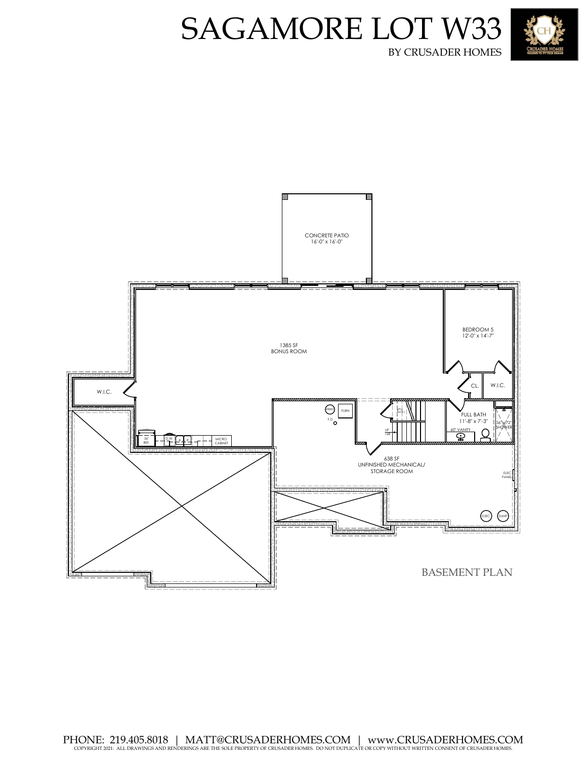# SAGAMORE LOT W33

BY CRUSADER HOMES

CONCRETE PATIO
16'-0" x 16'-0"

1385 SF
BONUS ROOM

BEDROOM 5
12'-0" x 14'-7"

W.I.C.

CL.

W.I.C.

HWH

FURN

F.D.

CL.

UP
16R

FULL BATH
11'-8" x 7'-3"

60" VANITY

36" x 72" SHOWER

36" REF

D.W.

MICRO. CABINET

638 SF
UNFINISHED MECHANICAL/
STORAGE ROOM

ELEC. PANEL

EJEC

SUMP

BASEMENT PLAN

PHONE: 219.405.8018 | MATT@CRUSADERHOMES.COM | www.CRUSADERHOMES.COM

COPYRIGHT 2021: ALL DRAWINGS AND RENDERINGS ARE THE SOLE PROPERTY OF CRUSADER HOMES. DO NOT DUPLICATE OR COPY WITHOUT WRITTEN CONSENT OF CRUSADER HOMES.